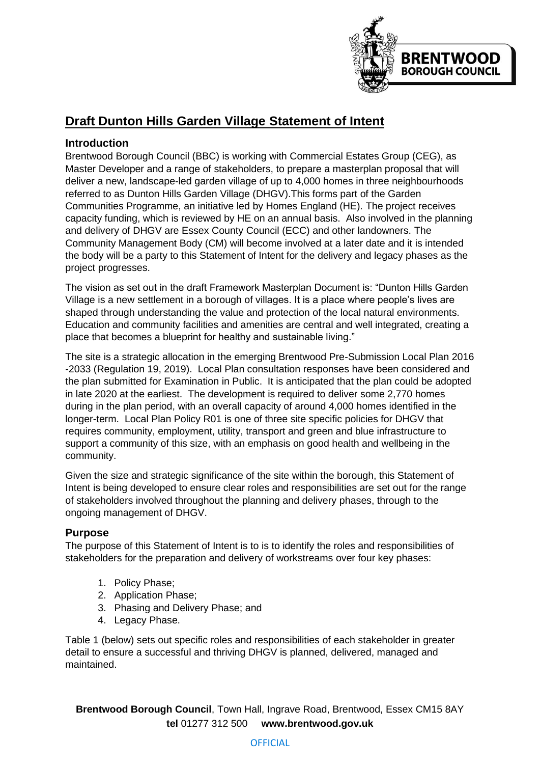# Draft Dunton Hills Garden Village Statement of Intent

## Introduction

Brentwood Borough Council (BBC) is working with Commercial Estates Group (CEG), as Master Developer and a range of stakeholders, to prepare a masterplan proposal that will deliver a new, landscape-led garden village of up to 4,000 homes in three neighbourhoods referred to as Dunton Hills Garden Village (DHGV).This forms part of the Garden Communities Programme, an initiative led by Homes England (HE). The project receives capacity funding, which is reviewed by HE on an annual basis. Also involved in the planning and delivery of DHGV are Essex County Council (ECC) and other landowners. The Community Management Body (CM) will become involved at a later date and it is intended the body will be a party to this Statement of Intent for the delivery and legacy phases as the project progresses.

The vision as set out in the draft Framework Masterplan Document is: "Dunton Hills Garden Village is a new settlement in a borough of villages. It is a place where people's lives are shaped through understanding the value and protection of the local natural environments. Education and community facilities and amenities are central and well integrated, creating a place that becomes a blueprint for healthy and sustainable living."

The site is a strategic allocation in the emerging Brentwood Pre-Submission Local Plan 2016 -2033 (Regulation 19, 2019). Local Plan consultation responses have been considered and the plan submitted for Examination in Public. It is anticipated that the plan could be adopted in late 2020 at the earliest. The development is required to deliver some 2,770 homes during in the plan period, with an overall capacity of around 4,000 homes identified in the longer-term. Local Plan Policy R01 is one of three site specific policies for DHGV that requires community, employment, utility, transport and green and blue infrastructure to support a community of this size, with an emphasis on good health and wellbeing in the community.

Given the size and strategic significance of the site within the borough, this Statement of Intent is being developed to ensure clear roles and responsibilities are set out for the range of stakeholders involved throughout the planning and delivery phases, through to the ongoing management of DHGV.

## Purpose

The purpose of this Statement of Intent is to is to identify the roles and responsibilities of stakeholders for the preparation and delivery of workstreams over four key phases:

1. Policy Phase;
2. Application Phase;
3. Phasing and Delivery Phase; and
4. Legacy Phase.

Table 1 (below) sets out specific roles and responsibilities of each stakeholder in greater detail to ensure a successful and thriving DHGV is planned, delivered, managed and maintained.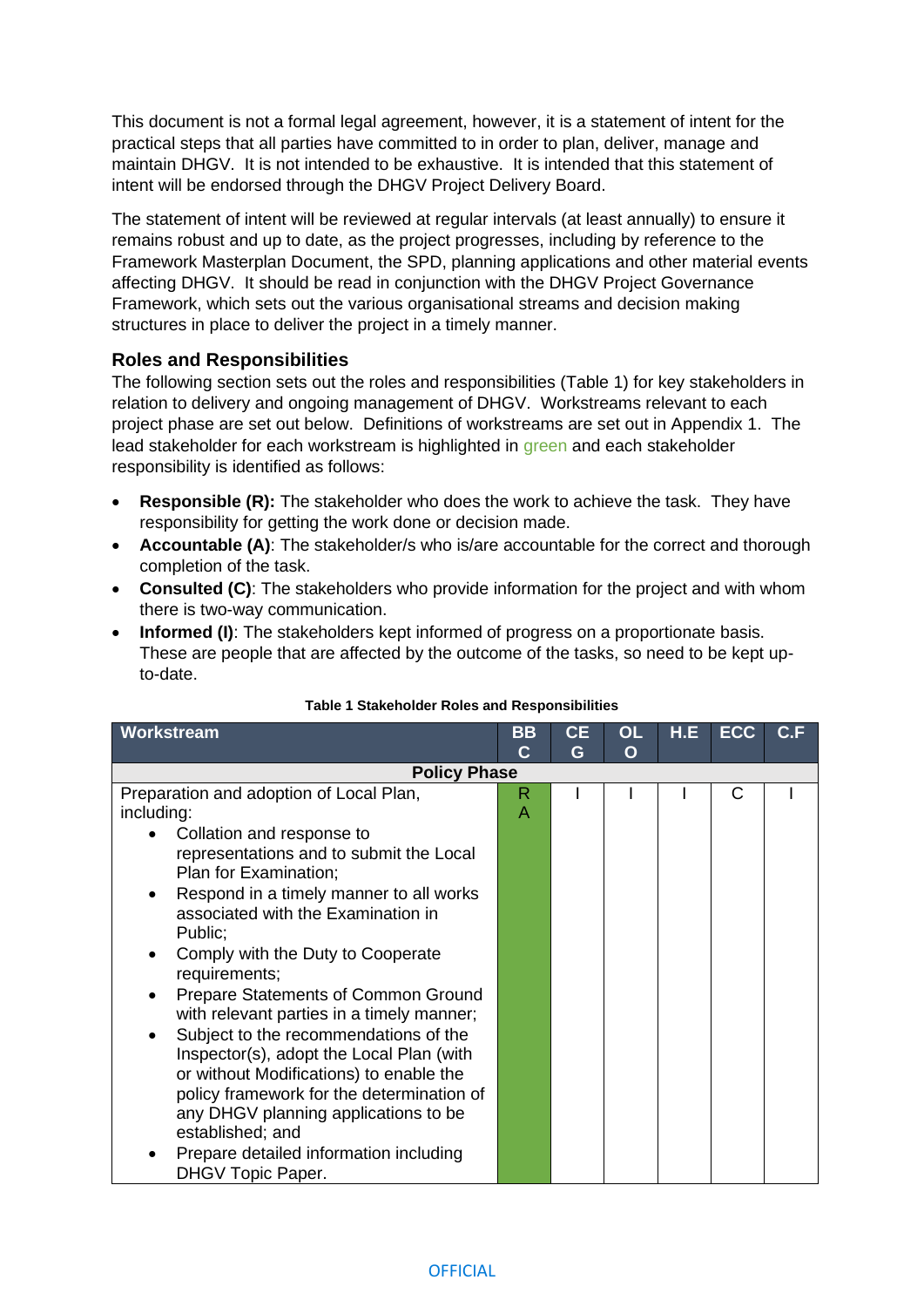This document is not a formal legal agreement, however, it is a statement of intent for the practical steps that all parties have committed to in order to plan, deliver, manage and maintain DHGV. It is not intended to be exhaustive. It is intended that this statement of intent will be endorsed through the DHGV Project Delivery Board.

The statement of intent will be reviewed at regular intervals (at least annually) to ensure it remains robust and up to date, as the project progresses, including by reference to the Framework Masterplan Document, the SPD, planning applications and other material events affecting DHGV. It should be read in conjunction with the DHGV Project Governance Framework, which sets out the various organisational streams and decision making structures in place to deliver the project in a timely manner.

## Roles and Responsibilities

The following section sets out the roles and responsibilities (Table 1) for key stakeholders in relation to delivery and ongoing management of DHGV. Workstreams relevant to each project phase are set out below. Definitions of workstreams are set out in Appendix 1. The lead stakeholder for each workstream is highlighted in green and each stakeholder responsibility is identified as follows:

- **Responsible (R):** The stakeholder who does the work to achieve the task. They have responsibility for getting the work done or decision made.
- **Accountable (A)**: The stakeholder/s who is/are accountable for the correct and thorough completion of the task.
- **Consulted (C)**: The stakeholders who provide information for the project and with whom there is two-way communication.
- **Informed (I)**: The stakeholders kept informed of progress on a proportionate basis. These are people that are affected by the outcome of the tasks, so need to be kept up-to-date.

**Table 1 Stakeholder Roles and Responsibilities**

| Workstream | BBC | CEG | OLO | H.E | ECC | C.F |
|---|---|---|---|---|---|---|
| **Policy Phase** | | | | | | |
| Preparation and adoption of Local Plan, including:<br>• Collation and response to representations and to submit the Local Plan for Examination;<br>• Respond in a timely manner to all works associated with the Examination in Public;<br>• Comply with the Duty to Cooperate requirements;<br>• Prepare Statements of Common Ground with relevant parties in a timely manner;<br>• Subject to the recommendations of the Inspector(s), adopt the Local Plan (with or without Modifications) to enable the policy framework for the determination of any DHGV planning applications to be established; and<br>• Prepare detailed information including DHGV Topic Paper. | R A | I | I | I | C | I |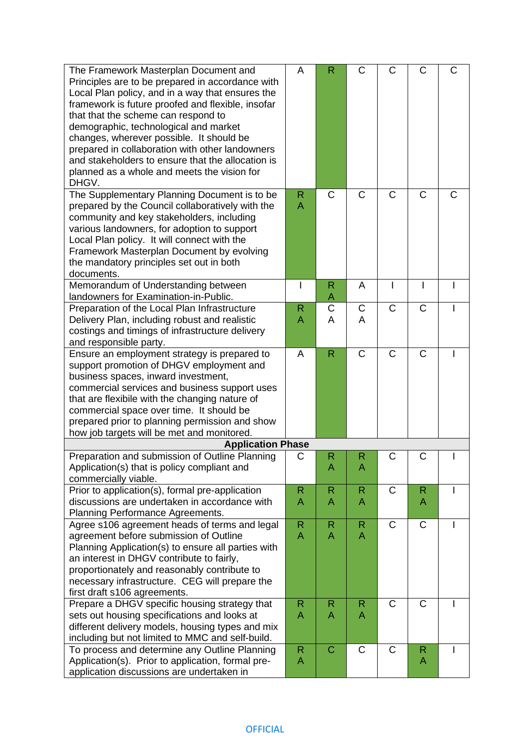| | | | | | | |
|---|---|---|---|---|---|---|
| The Framework Masterplan Document and Principles are to be prepared in accordance with Local Plan policy, and in a way that ensures the framework is future proofed and flexible, insofar that that the scheme can respond to demographic, technological and market changes, wherever possible. It should be prepared in collaboration with other landowners and stakeholders to ensure that the allocation is planned as a whole and meets the vision for DHGV. | A | R | C | C | C | C |
| The Supplementary Planning Document is to be prepared by the Council collaboratively with the community and key stakeholders, including various landowners, for adoption to support Local Plan policy. It will connect with the Framework Masterplan Document by evolving the mandatory principles set out in both documents. | R A | C | C | C | C | C |
| Memorandum of Understanding between landowners for Examination-in-Public. | I | R A | A | I | I | I |
| Preparation of the Local Plan Infrastructure Delivery Plan, including robust and realistic costings and timings of infrastructure delivery and responsible party. | R A | C A | C A | C | C | I |
| Ensure an employment strategy is prepared to support promotion of DHGV employment and business spaces, inward investment, commercial services and business support uses that are flexibile with the changing nature of commercial space over time. It should be prepared prior to planning permission and show how job targets will be met and monitored. | A | R | C | C | C | I |
| **Application Phase** | | | | | | |
| Preparation and submission of Outline Planning Application(s) that is policy compliant and commercially viable. | C | R A | R A | C | C | I |
| Prior to application(s), formal pre-application discussions are undertaken in accordance with Planning Performance Agreements. | R A | R A | R A | C | R A | I |
| Agree s106 agreement heads of terms and legal agreement before submission of Outline Planning Application(s) to ensure all parties with an interest in DHGV contribute to fairly, proportionately and reasonably contribute to necessary infrastructure. CEG will prepare the first draft s106 agreements. | R A | R A | R A | C | C | I |
| Prepare a DHGV specific housing strategy that sets out housing specifications and looks at different delivery models, housing types and mix including but not limited to MMC and self-build. | R A | R A | R A | C | C | I |
| To process and determine any Outline Planning Application(s). Prior to application, formal pre-application discussions are undertaken in | R A | C | C | C | R A | I |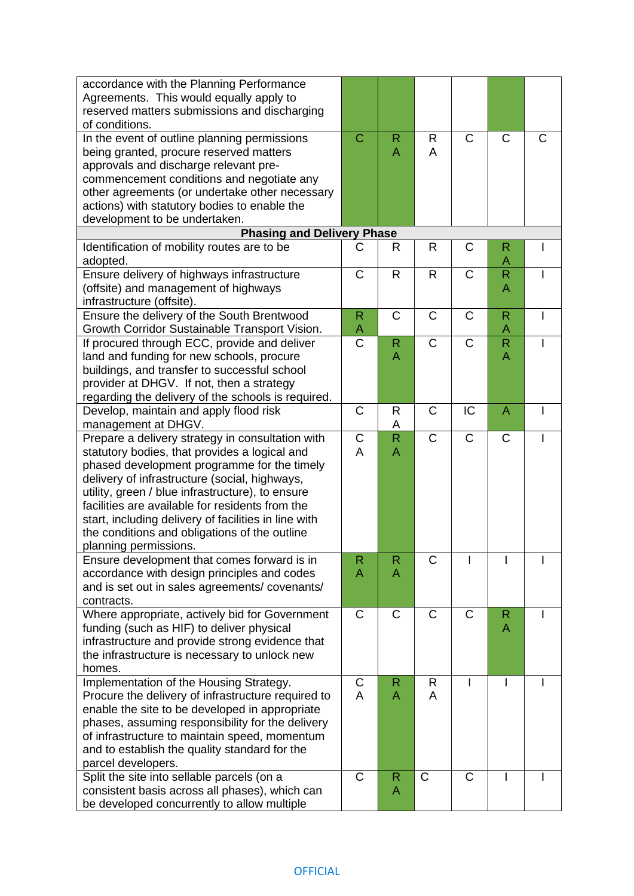| | | | | | | |
|---|---|---|---|---|---|---|
| accordance with the Planning Performance Agreements. This would equally apply to reserved matters submissions and discharging of conditions. | | | | | | |
| In the event of outline planning permissions being granted, procure reserved matters approvals and discharge relevant pre-commencement conditions and negotiate any other agreements (or undertake other necessary actions) with statutory bodies to enable the development to be undertaken. | C | R A | R A | C | C | C |
| **Phasing and Delivery Phase** | | | | | | |
| Identification of mobility routes are to be adopted. | C | R | R | C | R A | I |
| Ensure delivery of highways infrastructure (offsite) and management of highways infrastructure (offsite). | C | R | R | C | R A | I |
| Ensure the delivery of the South Brentwood Growth Corridor Sustainable Transport Vision. | R A | C | C | C | R A | I |
| If procured through ECC, provide and deliver land and funding for new schools, procure school buildings, and transfer to successful school provider at DHGV. If not, then a strategy regarding the delivery of the schools is required. | C | R A | C | C | R A | I |
| Develop, maintain and apply flood risk management at DHGV. | C | R A | C | IC | A | I |
| Prepare a delivery strategy in consultation with statutory bodies, that provides a logical and phased development programme for the timely delivery of infrastructure (social, highways, utility, green / blue infrastructure), to ensure facilities are available for residents from the start, including delivery of facilities in line with the conditions and obligations of the outline planning permissions. | C A | R A | C | C | C | I |
| Ensure development that comes forward is in accordance with design principles and codes and is set out in sales agreements/ covenants/ contracts. | R A | R A | C | I | I | I |
| Where appropriate, actively bid for Government funding (such as HIF) to deliver physical infrastructure and provide strong evidence that the infrastructure is necessary to unlock new homes. | C | C | C | C | R A | I |
| Implementation of the Housing Strategy. Procure the delivery of infrastructure required to enable the site to be developed in appropriate phases, assuming responsibility for the delivery of infrastructure to maintain speed, momentum and to establish the quality standard for the parcel developers. | C A | R A | R A | I | I | I |
| Split the site into sellable parcels (on a consistent basis across all phases), which can be developed concurrently to allow multiple | C | R A | C | C | I | I |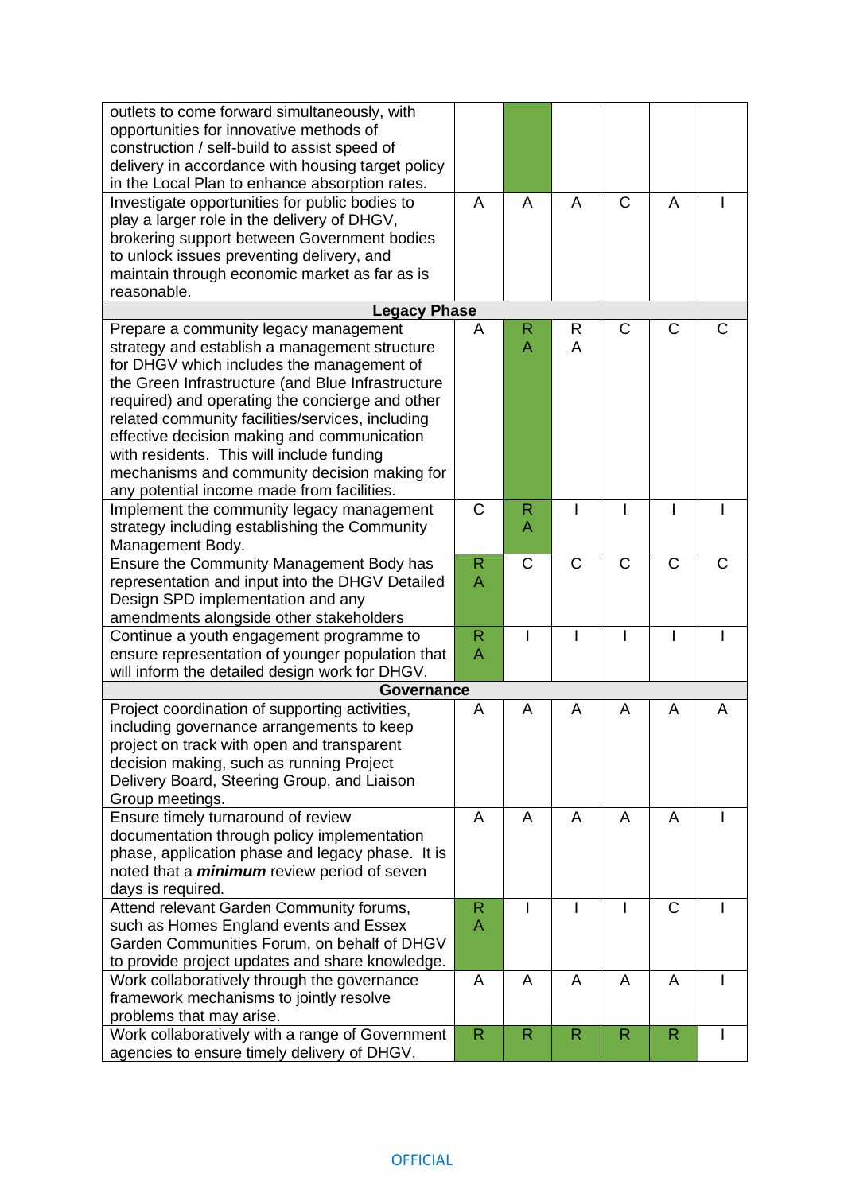| | | | | | | |
|---|---|---|---|---|---|---|
| outlets to come forward simultaneously, with opportunities for innovative methods of construction / self-build to assist speed of delivery in accordance with housing target policy in the Local Plan to enhance absorption rates. | | | | | | |
| Investigate opportunities for public bodies to play a larger role in the delivery of DHGV, brokering support between Government bodies to unlock issues preventing delivery, and maintain through economic market as far as is reasonable. | A | A | A | C | A | I |
| **Legacy Phase** | | | | | | |
| Prepare a community legacy management strategy and establish a management structure for DHGV which includes the management of the Green Infrastructure (and Blue Infrastructure required) and operating the concierge and other related community facilities/services, including effective decision making and communication with residents. This will include funding mechanisms and community decision making for any potential income made from facilities. | A | R A | R A | C | C | C |
| Implement the community legacy management strategy including establishing the Community Management Body. | C | R A | I | I | I | I |
| Ensure the Community Management Body has representation and input into the DHGV Detailed Design SPD implementation and any amendments alongside other stakeholders | R A | C | C | C | C | C |
| Continue a youth engagement programme to ensure representation of younger population that will inform the detailed design work for DHGV. | R A | I | I | I | I | I |
| **Governance** | | | | | | |
| Project coordination of supporting activities, including governance arrangements to keep project on track with open and transparent decision making, such as running Project Delivery Board, Steering Group, and Liaison Group meetings. | A | A | A | A | A | A |
| Ensure timely turnaround of review documentation through policy implementation phase, application phase and legacy phase. It is noted that a ***minimum*** review period of seven days is required. | A | A | A | A | A | I |
| Attend relevant Garden Community forums, such as Homes England events and Essex Garden Communities Forum, on behalf of DHGV to provide project updates and share knowledge. | R A | I | I | I | C | I |
| Work collaboratively through the governance framework mechanisms to jointly resolve problems that may arise. | A | A | A | A | A | I |
| Work collaboratively with a range of Government agencies to ensure timely delivery of DHGV. | R | R | R | R | R | I |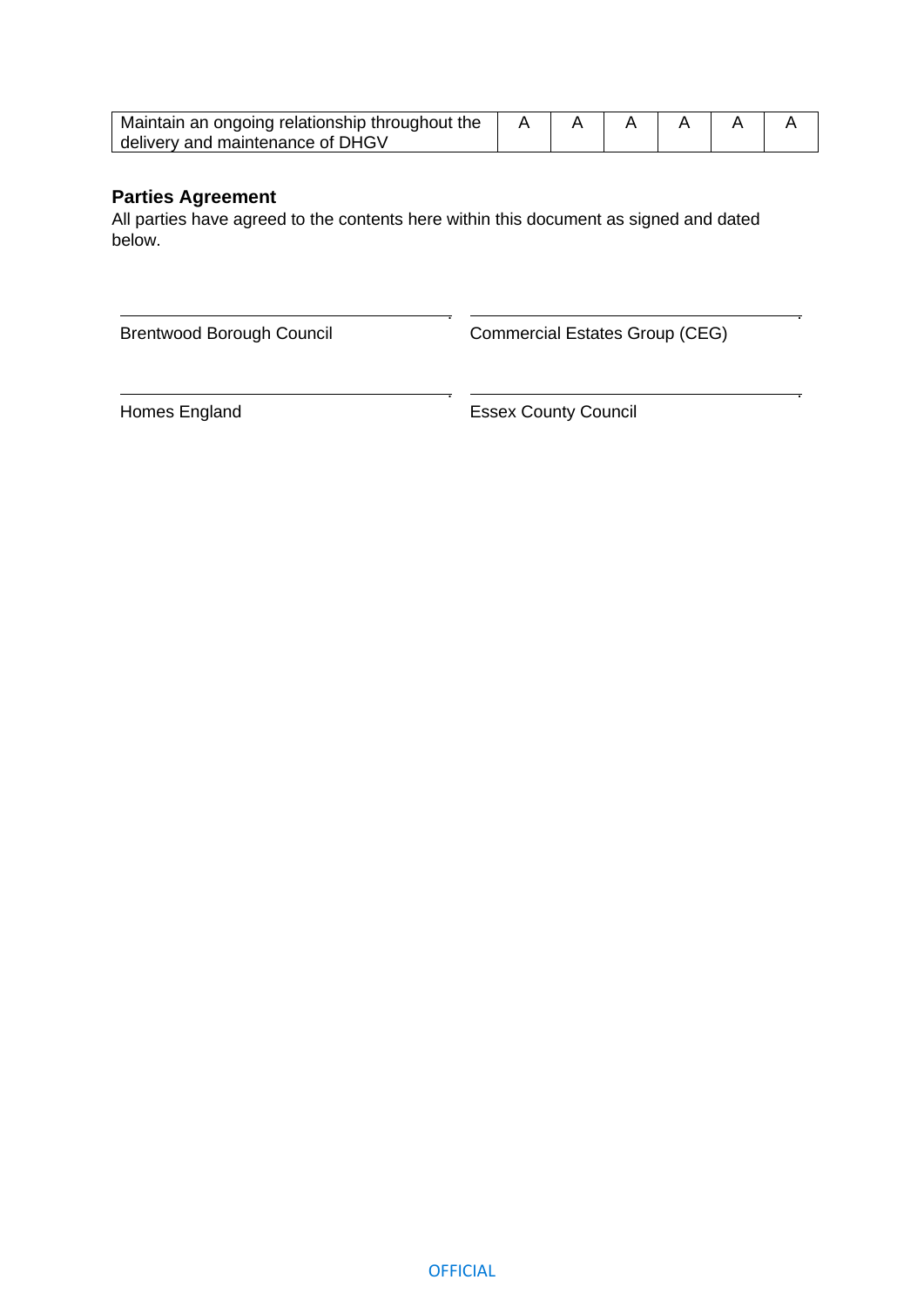| | | | | | | |
|---|---|---|---|---|---|---|
| Maintain an ongoing relationship throughout the delivery and maintenance of DHGV | A | A | A | A | A | A |

**Parties Agreement**

All parties have agreed to the contents here within this document as signed and dated below.

| | |
|---|---|
| Brentwood Borough Council | Commercial Estates Group (CEG) |
| Homes England | Essex County Council |

OFFICIAL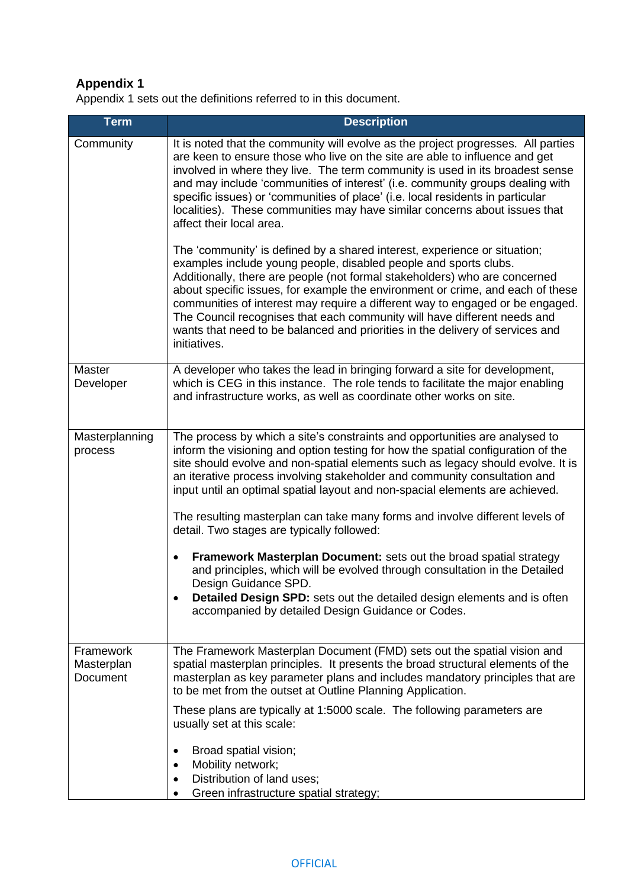## Appendix 1

Appendix 1 sets out the definitions referred to in this document.

| Term | Description |
| --- | --- |
| Community | It is noted that the community will evolve as the project progresses. All parties are keen to ensure those who live on the site are able to influence and get involved in where they live. The term community is used in its broadest sense and may include 'communities of interest' (i.e. community groups dealing with specific issues) or 'communities of place' (i.e. local residents in particular localities). These communities may have similar concerns about issues that affect their local area.<br><br>The 'community' is defined by a shared interest, experience or situation; examples include young people, disabled people and sports clubs. Additionally, there are people (not formal stakeholders) who are concerned about specific issues, for example the environment or crime, and each of these communities of interest may require a different way to engaged or be engaged. The Council recognises that each community will have different needs and wants that need to be balanced and priorities in the delivery of services and initiatives. |
| Master Developer | A developer who takes the lead in bringing forward a site for development, which is CEG in this instance. The role tends to facilitate the major enabling and infrastructure works, as well as coordinate other works on site. |
| Masterplanning process | The process by which a site's constraints and opportunities are analysed to inform the visioning and option testing for how the spatial configuration of the site should evolve and non-spatial elements such as legacy should evolve. It is an iterative process involving stakeholder and community consultation and input until an optimal spatial layout and non-spacial elements are achieved.<br><br>The resulting masterplan can take many forms and involve different levels of detail. Two stages are typically followed:<br><br>• **Framework Masterplan Document:** sets out the broad spatial strategy and principles, which will be evolved through consultation in the Detailed Design Guidance SPD.<br>• **Detailed Design SPD:** sets out the detailed design elements and is often accompanied by detailed Design Guidance or Codes. |
| Framework Masterplan Document | The Framework Masterplan Document (FMD) sets out the spatial vision and spatial masterplan principles. It presents the broad structural elements of the masterplan as key parameter plans and includes mandatory principles that are to be met from the outset at Outline Planning Application.<br><br>These plans are typically at 1:5000 scale. The following parameters are usually set at this scale:<br><br>• Broad spatial vision;<br>• Mobility network;<br>• Distribution of land uses;<br>• Green infrastructure spatial strategy; |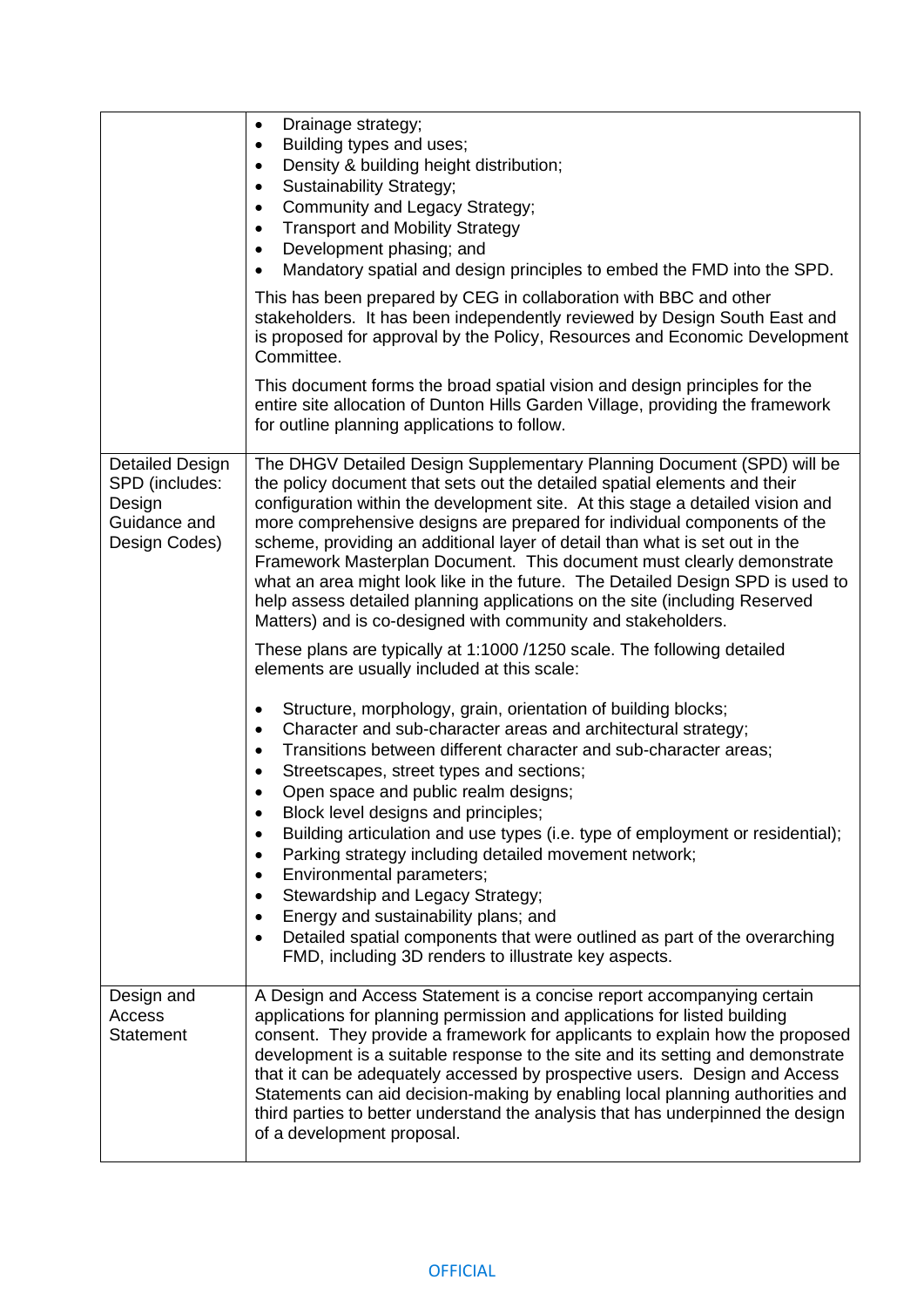| | |
|---|---|
| | • Drainage strategy;<br>• Building types and uses;<br>• Density & building height distribution;<br>• Sustainability Strategy;<br>• Community and Legacy Strategy;<br>• Transport and Mobility Strategy<br>• Development phasing; and<br>• Mandatory spatial and design principles to embed the FMD into the SPD.<br><br>This has been prepared by CEG in collaboration with BBC and other stakeholders. It has been independently reviewed by Design South East and is proposed for approval by the Policy, Resources and Economic Development Committee.<br><br>This document forms the broad spatial vision and design principles for the entire site allocation of Dunton Hills Garden Village, providing the framework for outline planning applications to follow. |
| Detailed Design SPD (includes: Design Guidance and Design Codes) | The DHGV Detailed Design Supplementary Planning Document (SPD) will be the policy document that sets out the detailed spatial elements and their configuration within the development site. At this stage a detailed vision and more comprehensive designs are prepared for individual components of the scheme, providing an additional layer of detail than what is set out in the Framework Masterplan Document. This document must clearly demonstrate what an area might look like in the future. The Detailed Design SPD is used to help assess detailed planning applications on the site (including Reserved Matters) and is co-designed with community and stakeholders.<br><br>These plans are typically at 1:1000 /1250 scale. The following detailed elements are usually included at this scale:<br><br>• Structure, morphology, grain, orientation of building blocks;<br>• Character and sub-character areas and architectural strategy;<br>• Transitions between different character and sub-character areas;<br>• Streetscapes, street types and sections;<br>• Open space and public realm designs;<br>• Block level designs and principles;<br>• Building articulation and use types (i.e. type of employment or residential);<br>• Parking strategy including detailed movement network;<br>• Environmental parameters;<br>• Stewardship and Legacy Strategy;<br>• Energy and sustainability plans; and<br>• Detailed spatial components that were outlined as part of the overarching FMD, including 3D renders to illustrate key aspects. |
| Design and Access Statement | A Design and Access Statement is a concise report accompanying certain applications for planning permission and applications for listed building consent. They provide a framework for applicants to explain how the proposed development is a suitable response to the site and its setting and demonstrate that it can be adequately accessed by prospective users. Design and Access Statements can aid decision-making by enabling local planning authorities and third parties to better understand the analysis that has underpinned the design of a development proposal. |